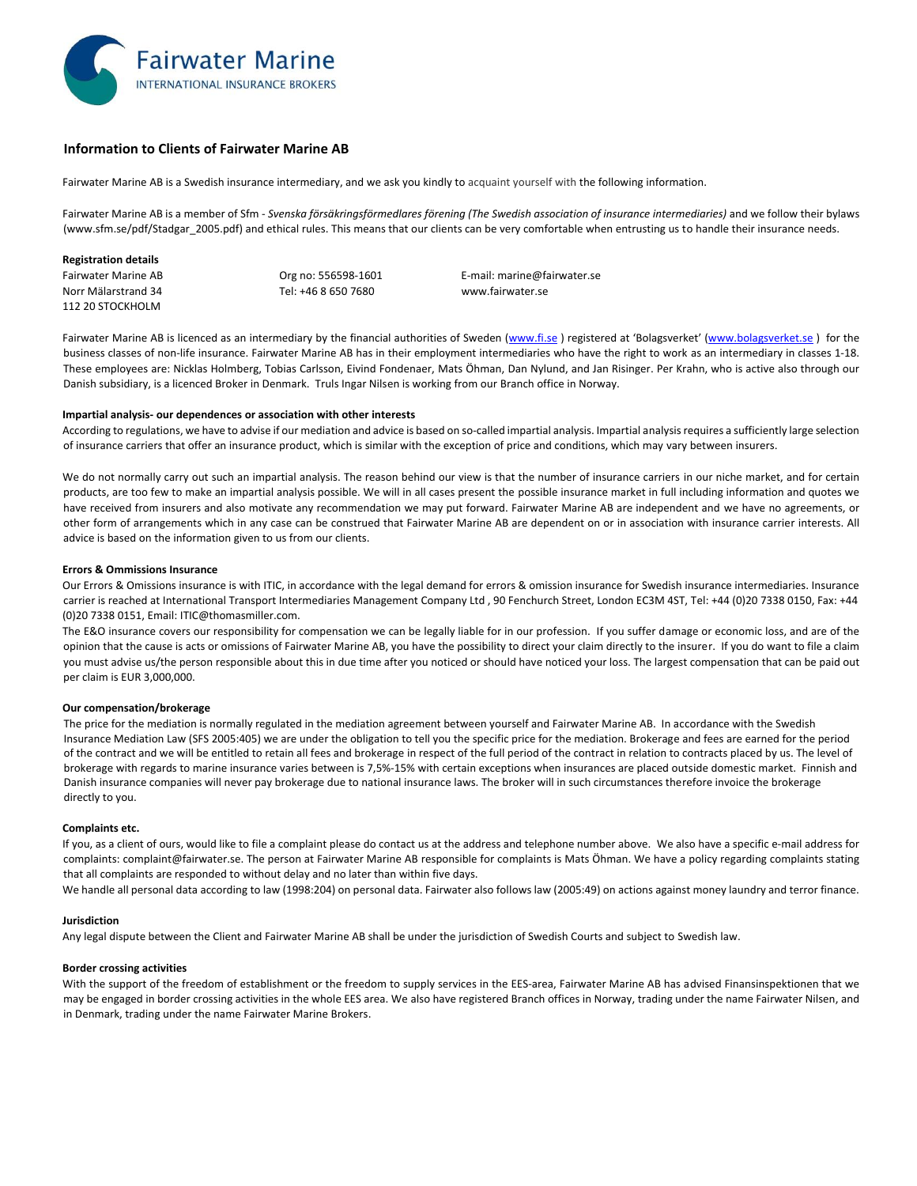Fairwater Marine
INTERNATIONAL INSURANCE BROKERS

## Information to Clients of Fairwater Marine AB

Fairwater Marine AB is a Swedish insurance intermediary, and we ask you kindly to acquaint yourself with the following information.

Fairwater Marine AB is a member of Sfm - *Svenska försäkringsförmedlares förening (The Swedish association of insurance intermediaries)* and we follow their bylaws (www.sfm.se/pdf/Stadgar_2005.pdf) and ethical rules. This means that our clients can be very comfortable when entrusting us to handle their insurance needs.

**Registration details**

| | | |
|---|---|---|
| Fairwater Marine AB | Org no: 556598-1601 | E-mail: marine@fairwater.se |
| Norr Mälarstrand 34 | Tel: +46 8 650 7680 | www.fairwater.se |
| 112 20 STOCKHOLM | | |

Fairwater Marine AB is licenced as an intermediary by the financial authorities of Sweden (www.fi.se ) registered at 'Bolagsverket' (www.bolagsverket.se ) for the business classes of non-life insurance. Fairwater Marine AB has in their employment intermediaries who have the right to work as an intermediary in classes 1-18. These employees are: Nicklas Holmberg, Tobias Carlsson, Eivind Fondenaer, Mats Öhman, Dan Nylund, and Jan Risinger. Per Krahn, who is active also through our Danish subsidiary, is a licenced Broker in Denmark. Truls Ingar Nilsen is working from our Branch office in Norway.

**Impartial analysis- our dependences or association with other interests**

According to regulations, we have to advise if our mediation and advice is based on so-called impartial analysis. Impartial analysis requires a sufficiently large selection of insurance carriers that offer an insurance product, which is similar with the exception of price and conditions, which may vary between insurers.

We do not normally carry out such an impartial analysis. The reason behind our view is that the number of insurance carriers in our niche market, and for certain products, are too few to make an impartial analysis possible. We will in all cases present the possible insurance market in full including information and quotes we have received from insurers and also motivate any recommendation we may put forward. Fairwater Marine AB are independent and we have no agreements, or other form of arrangements which in any case can be construed that Fairwater Marine AB are dependent on or in association with insurance carrier interests. All advice is based on the information given to us from our clients.

**Errors & Ommissions Insurance**

Our Errors & Omissions insurance is with ITIC, in accordance with the legal demand for errors & omission insurance for Swedish insurance intermediaries. Insurance carrier is reached at International Transport Intermediaries Management Company Ltd , 90 Fenchurch Street, London EC3M 4ST, Tel: +44 (0)20 7338 0150, Fax: +44 (0)20 7338 0151, Email: ITIC@thomasmiller.com.

The E&O insurance covers our responsibility for compensation we can be legally liable for in our profession. If you suffer damage or economic loss, and are of the opinion that the cause is acts or omissions of Fairwater Marine AB, you have the possibility to direct your claim directly to the insurer. If you do want to file a claim you must advise us/the person responsible about this in due time after you noticed or should have noticed your loss. The largest compensation that can be paid out per claim is EUR 3,000,000.

**Our compensation/brokerage**

The price for the mediation is normally regulated in the mediation agreement between yourself and Fairwater Marine AB. In accordance with the Swedish Insurance Mediation Law (SFS 2005:405) we are under the obligation to tell you the specific price for the mediation. Brokerage and fees are earned for the period of the contract and we will be entitled to retain all fees and brokerage in respect of the full period of the contract in relation to contracts placed by us. The level of brokerage with regards to marine insurance varies between is 7,5%-15% with certain exceptions when insurances are placed outside domestic market. Finnish and Danish insurance companies will never pay brokerage due to national insurance laws. The broker will in such circumstances therefore invoice the brokerage directly to you.

**Complaints etc.**

If you, as a client of ours, would like to file a complaint please do contact us at the address and telephone number above. We also have a specific e-mail address for complaints: complaint@fairwater.se. The person at Fairwater Marine AB responsible for complaints is Mats Öhman. We have a policy regarding complaints stating that all complaints are responded to without delay and no later than within five days.

We handle all personal data according to law (1998:204) on personal data. Fairwater also follows law (2005:49) on actions against money laundry and terror finance.

**Jurisdiction**

Any legal dispute between the Client and Fairwater Marine AB shall be under the jurisdiction of Swedish Courts and subject to Swedish law.

**Border crossing activities**

With the support of the freedom of establishment or the freedom to supply services in the EES-area, Fairwater Marine AB has advised Finansinspektionen that we may be engaged in border crossing activities in the whole EES area. We also have registered Branch offices in Norway, trading under the name Fairwater Nilsen, and in Denmark, trading under the name Fairwater Marine Brokers.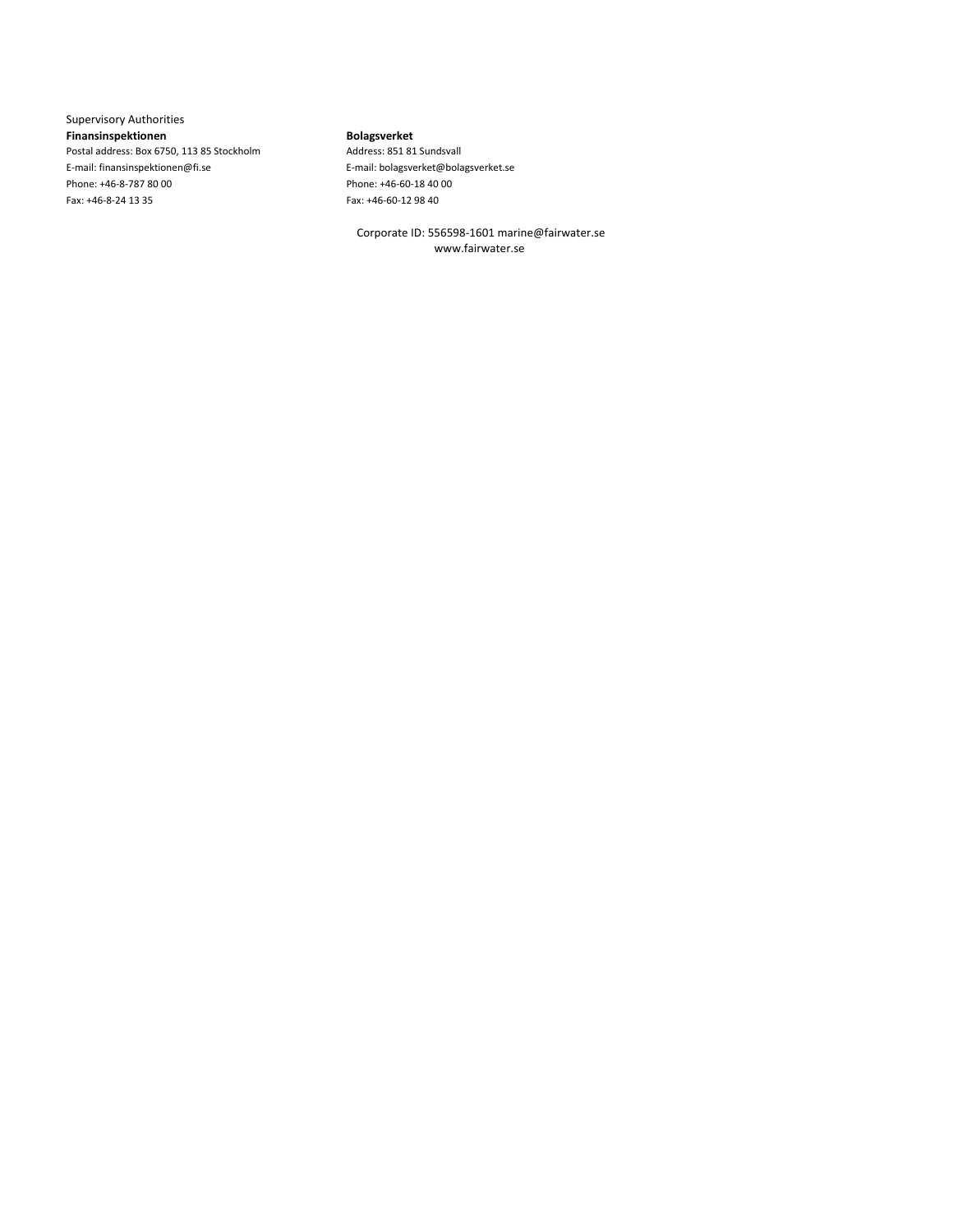Supervisory Authorities

**Finansinspektionen**
Postal address: Box 6750, 113 85 Stockholm
E-mail: finansinspektionen@fi.se
Phone: +46-8-787 80 00
Fax: +46-8-24 13 35

**Bolagsverket**
Address: 851 81 Sundsvall
E-mail: bolagsverket@bolagsverket.se
Phone: +46-60-18 40 00
Fax: +46-60-12 98 40

Corporate ID: 556598-1601 marine@fairwater.se
www.fairwater.se